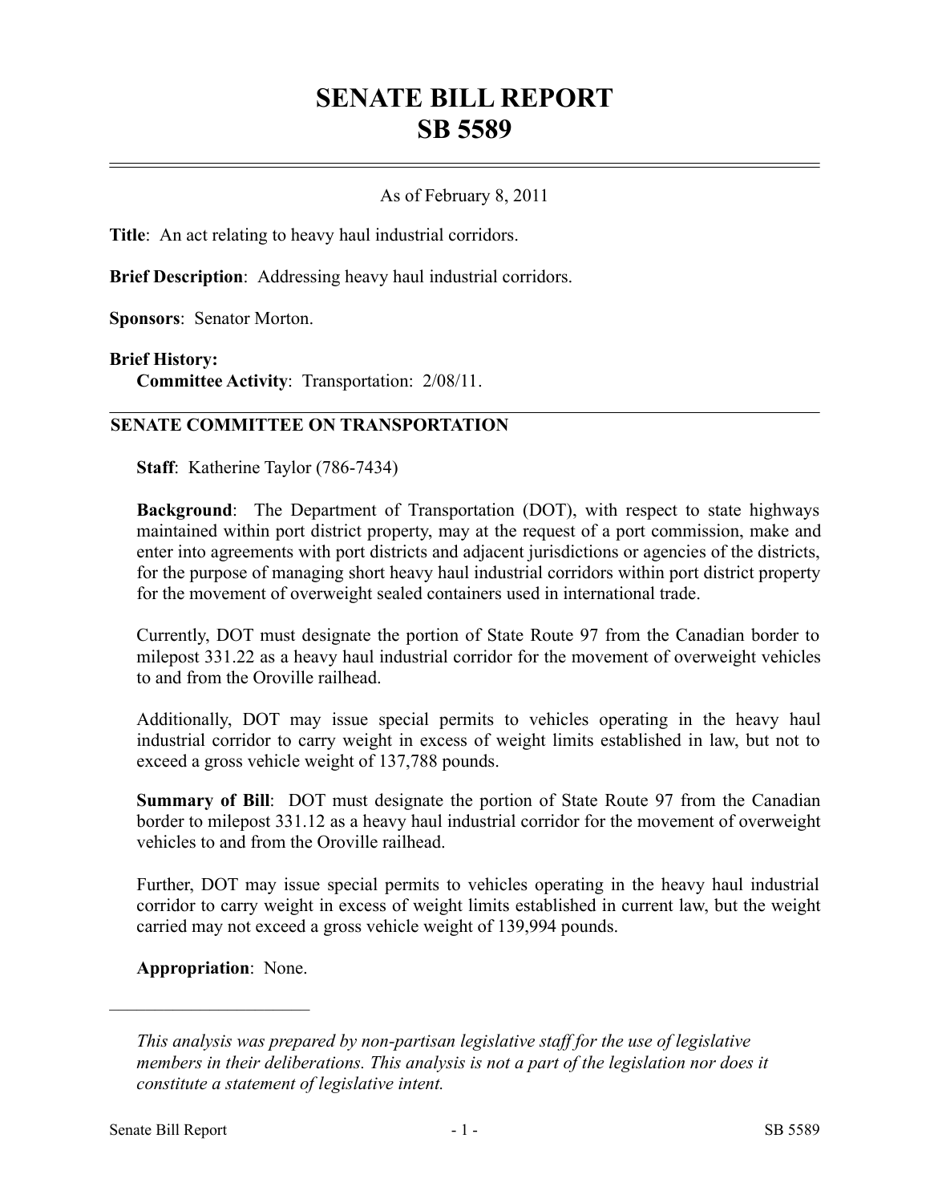# SENATE BILL REPORT
# SB 5589

As of February 8, 2011

**Title**: An act relating to heavy haul industrial corridors.

**Brief Description**: Addressing heavy haul industrial corridors.

**Sponsors**: Senator Morton.

**Brief History:**

**Committee Activity**: Transportation: 2/08/11.

## SENATE COMMITTEE ON TRANSPORTATION

**Staff**: Katherine Taylor (786-7434)

**Background**: The Department of Transportation (DOT), with respect to state highways maintained within port district property, may at the request of a port commission, make and enter into agreements with port districts and adjacent jurisdictions or agencies of the districts, for the purpose of managing short heavy haul industrial corridors within port district property for the movement of overweight sealed containers used in international trade.

Currently, DOT must designate the portion of State Route 97 from the Canadian border to milepost 331.22 as a heavy haul industrial corridor for the movement of overweight vehicles to and from the Oroville railhead.

Additionally, DOT may issue special permits to vehicles operating in the heavy haul industrial corridor to carry weight in excess of weight limits established in law, but not to exceed a gross vehicle weight of 137,788 pounds.

**Summary of Bill**: DOT must designate the portion of State Route 97 from the Canadian border to milepost 331.12 as a heavy haul industrial corridor for the movement of overweight vehicles to and from the Oroville railhead.

Further, DOT may issue special permits to vehicles operating in the heavy haul industrial corridor to carry weight in excess of weight limits established in current law, but the weight carried may not exceed a gross vehicle weight of 139,994 pounds.

**Appropriation**: None.

---

*This analysis was prepared by non-partisan legislative staff for the use of legislative members in their deliberations. This analysis is not a part of the legislation nor does it constitute a statement of legislative intent.*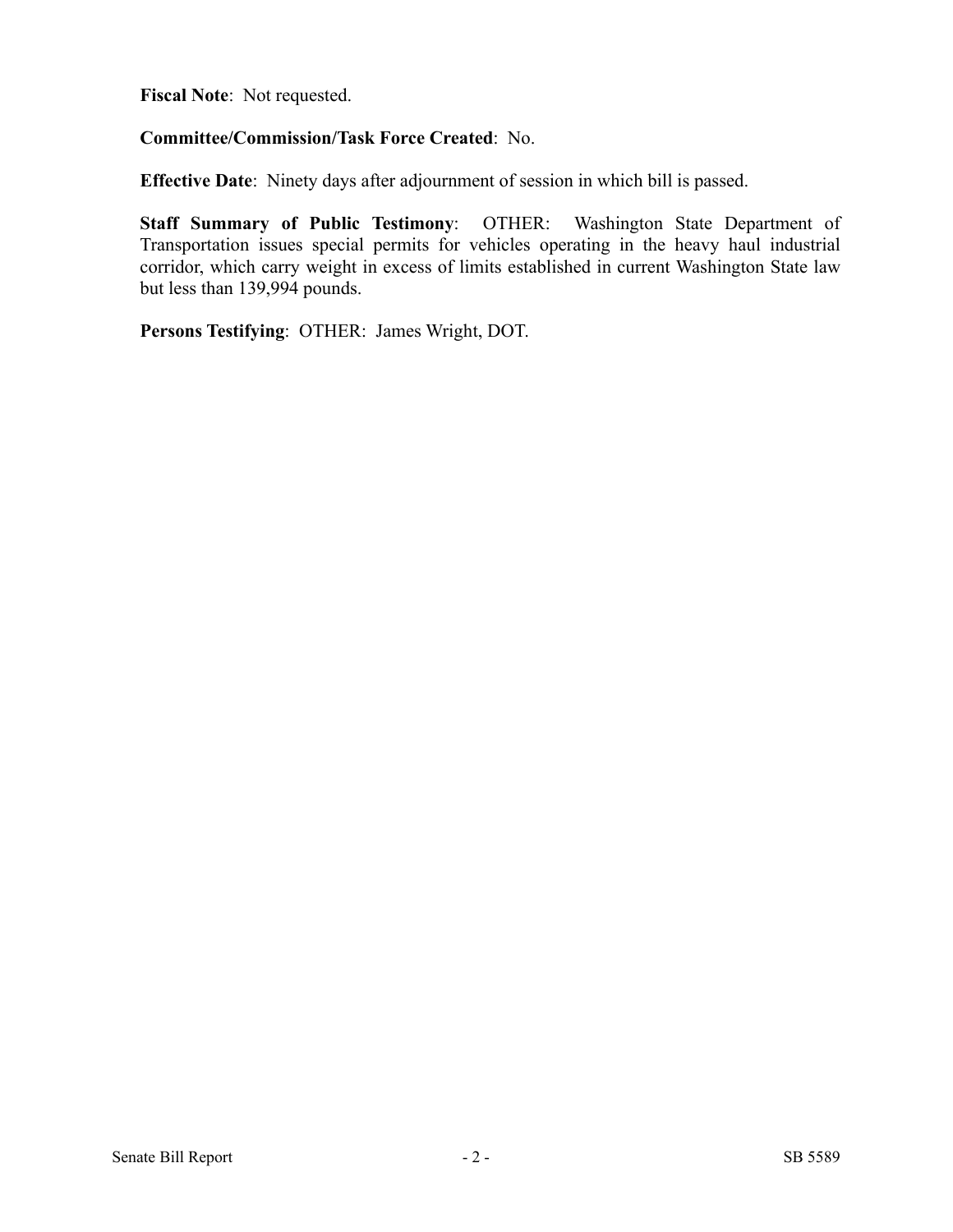**Fiscal Note**: Not requested.

**Committee/Commission/Task Force Created**: No.

**Effective Date**: Ninety days after adjournment of session in which bill is passed.

**Staff Summary of Public Testimony**: OTHER: Washington State Department of Transportation issues special permits for vehicles operating in the heavy haul industrial corridor, which carry weight in excess of limits established in current Washington State law but less than 139,994 pounds.

**Persons Testifying**: OTHER: James Wright, DOT.